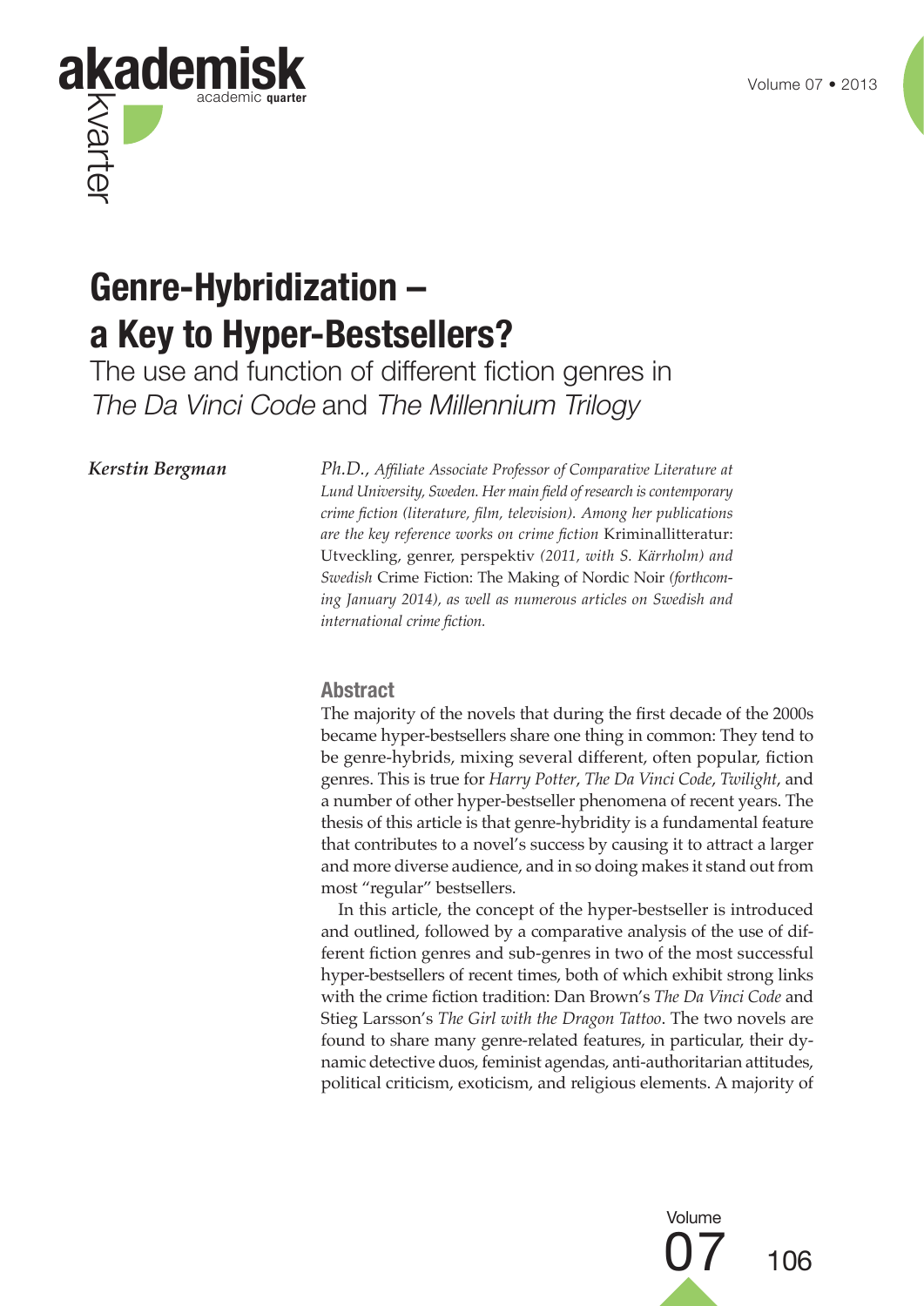# Genre-Hybridization – a Key to Hyper-Bestsellers?

## The use and function of different fiction genres in *The Da Vinci Code* and *The Millennium Trilogy*

***Kerstin Bergman***

*Ph.D., Affiliate Associate Professor of Comparative Literature at Lund University, Sweden. Her main field of research is contemporary crime fiction (literature, film, television). Among her publications are the key reference works on crime fiction* Kriminallitteratur: Utveckling, genrer, perspektiv *(2011, with S. Kärrholm) and Swedish* Crime Fiction: The Making of Nordic Noir *(forthcoming January 2014), as well as numerous articles on Swedish and international crime fiction.*

### Abstract

The majority of the novels that during the first decade of the 2000s became hyper-bestsellers share one thing in common: They tend to be genre-hybrids, mixing several different, often popular, fiction genres. This is true for *Harry Potter*, *The Da Vinci Code*, *Twilight*, and a number of other hyper-bestseller phenomena of recent years. The thesis of this article is that genre-hybridity is a fundamental feature that contributes to a novel's success by causing it to attract a larger and more diverse audience, and in so doing makes it stand out from most "regular" bestsellers.

In this article, the concept of the hyper-bestseller is introduced and outlined, followed by a comparative analysis of the use of different fiction genres and sub-genres in two of the most successful hyper-bestsellers of recent times, both of which exhibit strong links with the crime fiction tradition: Dan Brown's *The Da Vinci Code* and Stieg Larsson's *The Girl with the Dragon Tattoo*. The two novels are found to share many genre-related features, in particular, their dynamic detective duos, feminist agendas, anti-authoritarian attitudes, political criticism, exoticism, and religious elements. A majority of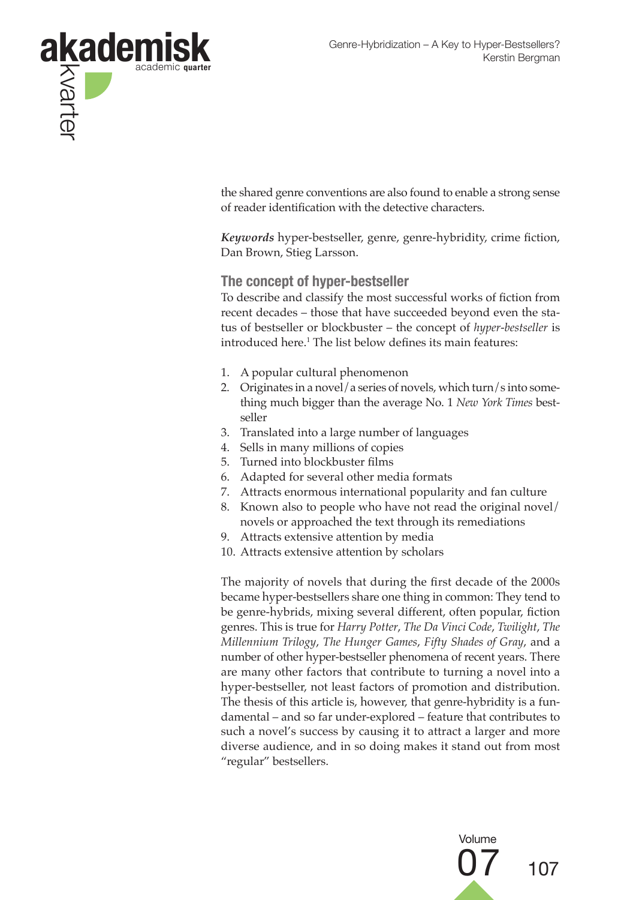the shared genre conventions are also found to enable a strong sense of reader identification with the detective characters.

***Keywords*** hyper-bestseller, genre, genre-hybridity, crime fiction, Dan Brown, Stieg Larsson.

## The concept of hyper-bestseller

To describe and classify the most successful works of fiction from recent decades – those that have succeeded beyond even the status of bestseller or blockbuster – the concept of *hyper-bestseller* is introduced here.[1] The list below defines its main features:

1. A popular cultural phenomenon
2. Originates in a novel/a series of novels, which turn/s into something much bigger than the average No. 1 *New York Times* bestseller
3. Translated into a large number of languages
4. Sells in many millions of copies
5. Turned into blockbuster films
6. Adapted for several other media formats
7. Attracts enormous international popularity and fan culture
8. Known also to people who have not read the original novel/novels or approached the text through its remediations
9. Attracts extensive attention by media
10. Attracts extensive attention by scholars

The majority of novels that during the first decade of the 2000s became hyper-bestsellers share one thing in common: They tend to be genre-hybrids, mixing several different, often popular, fiction genres. This is true for *Harry Potter*, *The Da Vinci Code*, *Twilight*, *The Millennium Trilogy*, *The Hunger Games*, *Fifty Shades of Gray*, and a number of other hyper-bestseller phenomena of recent years. There are many other factors that contribute to turning a novel into a hyper-bestseller, not least factors of promotion and distribution. The thesis of this article is, however, that genre-hybridity is a fundamental – and so far under-explored – feature that contributes to such a novel's success by causing it to attract a larger and more diverse audience, and in so doing makes it stand out from most "regular" bestsellers.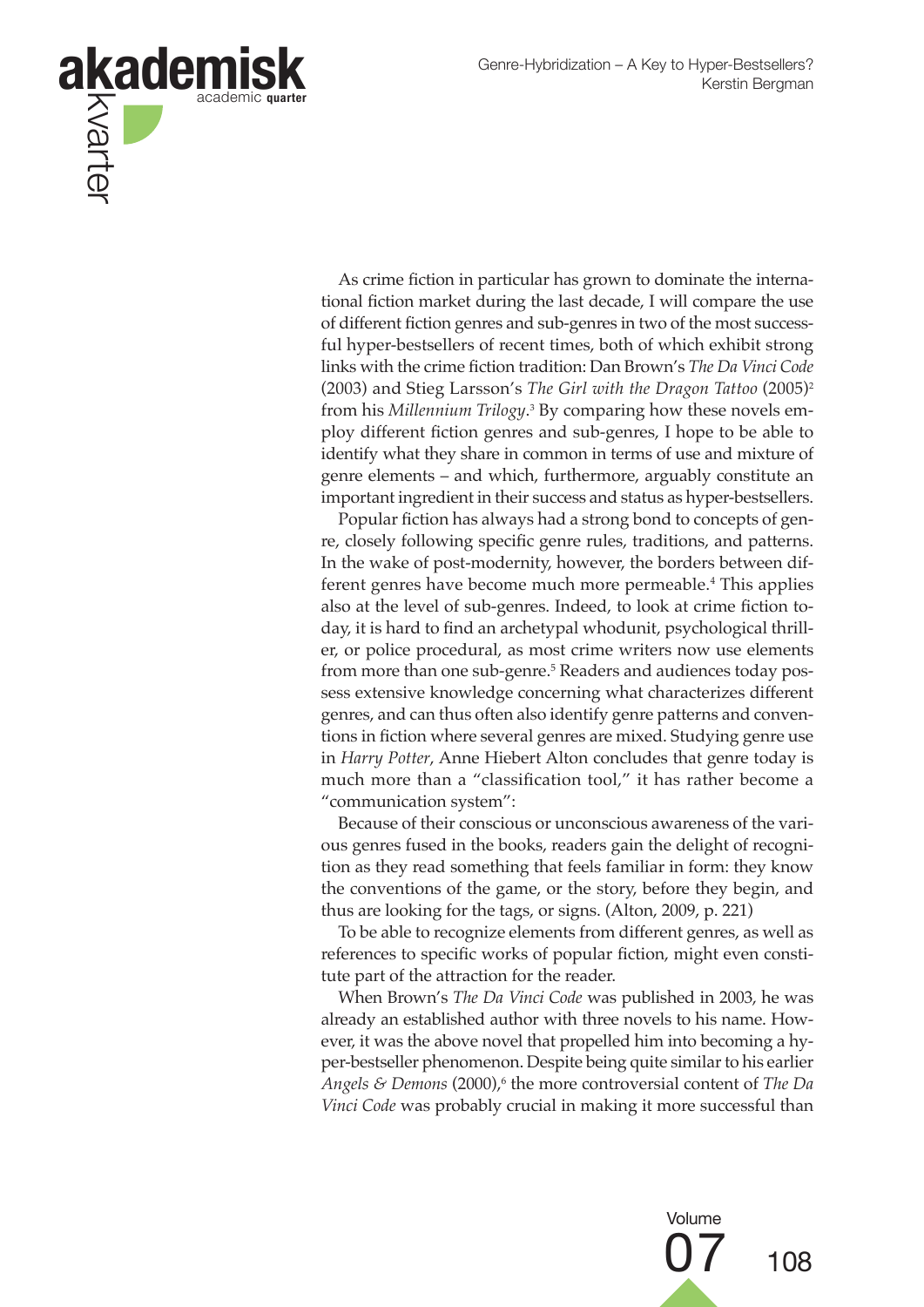As crime fiction in particular has grown to dominate the international fiction market during the last decade, I will compare the use of different fiction genres and sub-genres in two of the most successful hyper-bestsellers of recent times, both of which exhibit strong links with the crime fiction tradition: Dan Brown's *The Da Vinci Code* (2003) and Stieg Larsson's *The Girl with the Dragon Tattoo* (2005)[2] from his *Millennium Trilogy*.[3] By comparing how these novels employ different fiction genres and sub-genres, I hope to be able to identify what they share in common in terms of use and mixture of genre elements – and which, furthermore, arguably constitute an important ingredient in their success and status as hyper-bestsellers.

Popular fiction has always had a strong bond to concepts of genre, closely following specific genre rules, traditions, and patterns. In the wake of post-modernity, however, the borders between different genres have become much more permeable.[4] This applies also at the level of sub-genres. Indeed, to look at crime fiction today, it is hard to find an archetypal whodunit, psychological thriller, or police procedural, as most crime writers now use elements from more than one sub-genre.[5] Readers and audiences today possess extensive knowledge concerning what characterizes different genres, and can thus often also identify genre patterns and conventions in fiction where several genres are mixed. Studying genre use in *Harry Potter*, Anne Hiebert Alton concludes that genre today is much more than a "classification tool," it has rather become a "communication system":

Because of their conscious or unconscious awareness of the various genres fused in the books, readers gain the delight of recognition as they read something that feels familiar in form: they know the conventions of the game, or the story, before they begin, and thus are looking for the tags, or signs. (Alton, 2009, p. 221)

To be able to recognize elements from different genres, as well as references to specific works of popular fiction, might even constitute part of the attraction for the reader.

When Brown's *The Da Vinci Code* was published in 2003, he was already an established author with three novels to his name. However, it was the above novel that propelled him into becoming a hyper-bestseller phenomenon. Despite being quite similar to his earlier *Angels & Demons* (2000),[6] the more controversial content of *The Da Vinci Code* was probably crucial in making it more successful than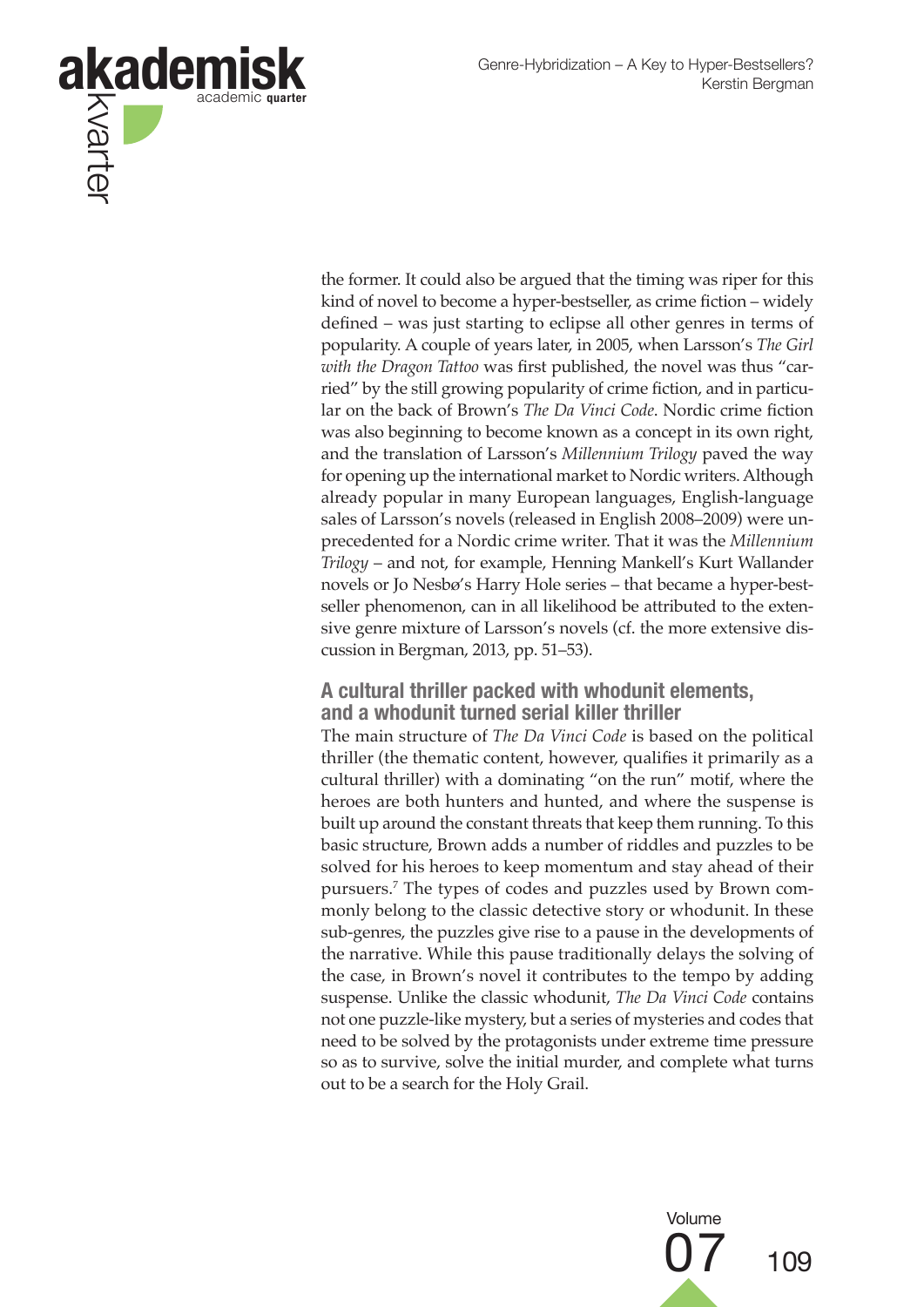the former. It could also be argued that the timing was riper for this kind of novel to become a hyper-bestseller, as crime fiction – widely defined – was just starting to eclipse all other genres in terms of popularity. A couple of years later, in 2005, when Larsson's *The Girl with the Dragon Tattoo* was first published, the novel was thus "carried" by the still growing popularity of crime fiction, and in particular on the back of Brown's *The Da Vinci Code*. Nordic crime fiction was also beginning to become known as a concept in its own right, and the translation of Larsson's *Millennium Trilogy* paved the way for opening up the international market to Nordic writers. Although already popular in many European languages, English-language sales of Larsson's novels (released in English 2008–2009) were unprecedented for a Nordic crime writer. That it was the *Millennium Trilogy* – and not, for example, Henning Mankell's Kurt Wallander novels or Jo Nesbø's Harry Hole series – that became a hyper-bestseller phenomenon, can in all likelihood be attributed to the extensive genre mixture of Larsson's novels (cf. the more extensive discussion in Bergman, 2013, pp. 51–53).

### A cultural thriller packed with whodunit elements, and a whodunit turned serial killer thriller

The main structure of *The Da Vinci Code* is based on the political thriller (the thematic content, however, qualifies it primarily as a cultural thriller) with a dominating "on the run" motif, where the heroes are both hunters and hunted, and where the suspense is built up around the constant threats that keep them running. To this basic structure, Brown adds a number of riddles and puzzles to be solved for his heroes to keep momentum and stay ahead of their pursuers.[7] The types of codes and puzzles used by Brown commonly belong to the classic detective story or whodunit. In these sub-genres, the puzzles give rise to a pause in the developments of the narrative. While this pause traditionally delays the solving of the case, in Brown's novel it contributes to the tempo by adding suspense. Unlike the classic whodunit, *The Da Vinci Code* contains not one puzzle-like mystery, but a series of mysteries and codes that need to be solved by the protagonists under extreme time pressure so as to survive, solve the initial murder, and complete what turns out to be a search for the Holy Grail.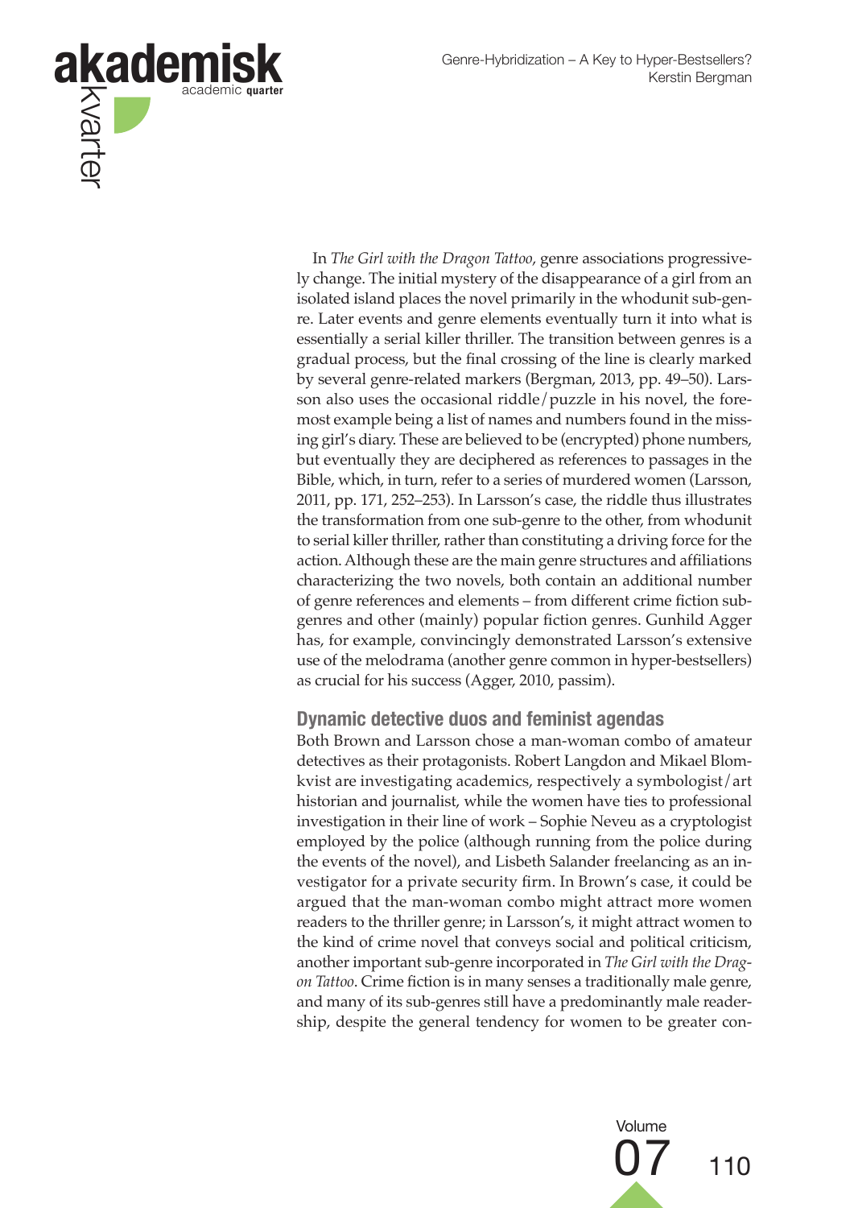In *The Girl with the Dragon Tattoo*, genre associations progressively change. The initial mystery of the disappearance of a girl from an isolated island places the novel primarily in the whodunit sub-genre. Later events and genre elements eventually turn it into what is essentially a serial killer thriller. The transition between genres is a gradual process, but the final crossing of the line is clearly marked by several genre-related markers (Bergman, 2013, pp. 49–50). Larsson also uses the occasional riddle/puzzle in his novel, the foremost example being a list of names and numbers found in the missing girl's diary. These are believed to be (encrypted) phone numbers, but eventually they are deciphered as references to passages in the Bible, which, in turn, refer to a series of murdered women (Larsson, 2011, pp. 171, 252–253). In Larsson's case, the riddle thus illustrates the transformation from one sub-genre to the other, from whodunit to serial killer thriller, rather than constituting a driving force for the action. Although these are the main genre structures and affiliations characterizing the two novels, both contain an additional number of genre references and elements – from different crime fiction sub-genres and other (mainly) popular fiction genres. Gunhild Agger has, for example, convincingly demonstrated Larsson's extensive use of the melodrama (another genre common in hyper-bestsellers) as crucial for his success (Agger, 2010, passim).

## Dynamic detective duos and feminist agendas

Both Brown and Larsson chose a man-woman combo of amateur detectives as their protagonists. Robert Langdon and Mikael Blomkvist are investigating academics, respectively a symbologist/art historian and journalist, while the women have ties to professional investigation in their line of work – Sophie Neveu as a cryptologist employed by the police (although running from the police during the events of the novel), and Lisbeth Salander freelancing as an investigator for a private security firm. In Brown's case, it could be argued that the man-woman combo might attract more women readers to the thriller genre; in Larsson's, it might attract women to the kind of crime novel that conveys social and political criticism, another important sub-genre incorporated in *The Girl with the Dragon Tattoo*. Crime fiction is in many senses a traditionally male genre, and many of its sub-genres still have a predominantly male readership, despite the general tendency for women to be greater con-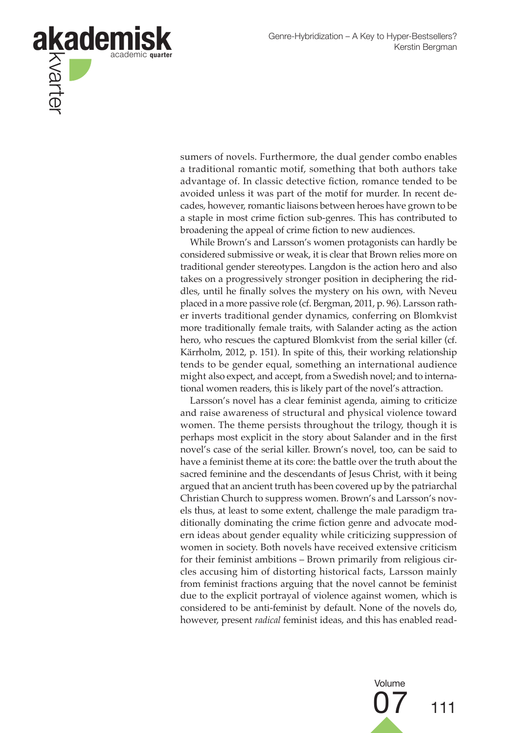sumers of novels. Furthermore, the dual gender combo enables a traditional romantic motif, something that both authors take advantage of. In classic detective fiction, romance tended to be avoided unless it was part of the motif for murder. In recent decades, however, romantic liaisons between heroes have grown to be a staple in most crime fiction sub-genres. This has contributed to broadening the appeal of crime fiction to new audiences.

While Brown's and Larsson's women protagonists can hardly be considered submissive or weak, it is clear that Brown relies more on traditional gender stereotypes. Langdon is the action hero and also takes on a progressively stronger position in deciphering the riddles, until he finally solves the mystery on his own, with Neveu placed in a more passive role (cf. Bergman, 2011, p. 96). Larsson rather inverts traditional gender dynamics, conferring on Blomkvist more traditionally female traits, with Salander acting as the action hero, who rescues the captured Blomkvist from the serial killer (cf. Kärrholm, 2012, p. 151). In spite of this, their working relationship tends to be gender equal, something an international audience might also expect, and accept, from a Swedish novel; and to international women readers, this is likely part of the novel's attraction.

Larsson's novel has a clear feminist agenda, aiming to criticize and raise awareness of structural and physical violence toward women. The theme persists throughout the trilogy, though it is perhaps most explicit in the story about Salander and in the first novel's case of the serial killer. Brown's novel, too, can be said to have a feminist theme at its core: the battle over the truth about the sacred feminine and the descendants of Jesus Christ, with it being argued that an ancient truth has been covered up by the patriarchal Christian Church to suppress women. Brown's and Larsson's novels thus, at least to some extent, challenge the male paradigm traditionally dominating the crime fiction genre and advocate modern ideas about gender equality while criticizing suppression of women in society. Both novels have received extensive criticism for their feminist ambitions – Brown primarily from religious circles accusing him of distorting historical facts, Larsson mainly from feminist fractions arguing that the novel cannot be feminist due to the explicit portrayal of violence against women, which is considered to be anti-feminist by default. None of the novels do, however, present *radical* feminist ideas, and this has enabled read-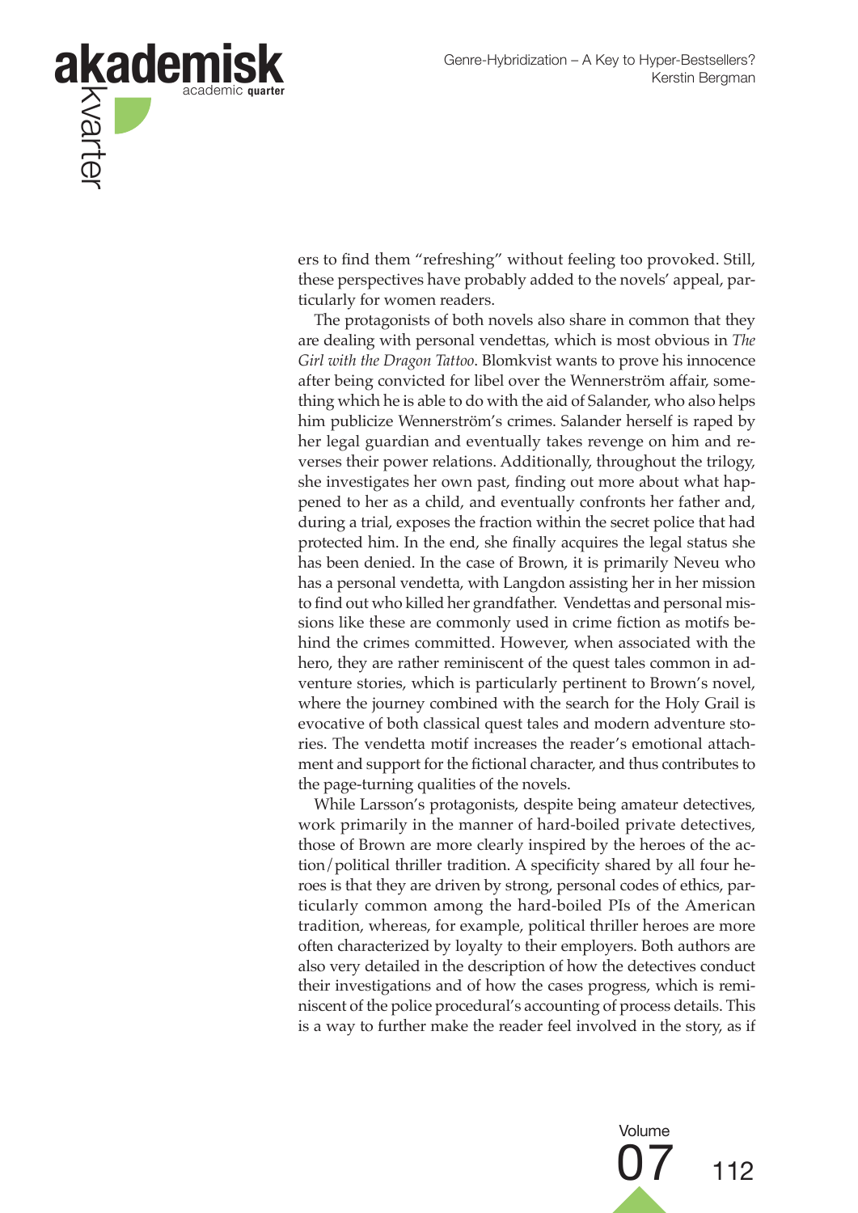ers to find them "refreshing" without feeling too provoked. Still, these perspectives have probably added to the novels' appeal, particularly for women readers.

The protagonists of both novels also share in common that they are dealing with personal vendettas, which is most obvious in *The Girl with the Dragon Tattoo*. Blomkvist wants to prove his innocence after being convicted for libel over the Wennerström affair, something which he is able to do with the aid of Salander, who also helps him publicize Wennerström's crimes. Salander herself is raped by her legal guardian and eventually takes revenge on him and reverses their power relations. Additionally, throughout the trilogy, she investigates her own past, finding out more about what happened to her as a child, and eventually confronts her father and, during a trial, exposes the fraction within the secret police that had protected him. In the end, she finally acquires the legal status she has been denied. In the case of Brown, it is primarily Neveu who has a personal vendetta, with Langdon assisting her in her mission to find out who killed her grandfather. Vendettas and personal missions like these are commonly used in crime fiction as motifs behind the crimes committed. However, when associated with the hero, they are rather reminiscent of the quest tales common in adventure stories, which is particularly pertinent to Brown's novel, where the journey combined with the search for the Holy Grail is evocative of both classical quest tales and modern adventure stories. The vendetta motif increases the reader's emotional attachment and support for the fictional character, and thus contributes to the page-turning qualities of the novels.

While Larsson's protagonists, despite being amateur detectives, work primarily in the manner of hard-boiled private detectives, those of Brown are more clearly inspired by the heroes of the action/political thriller tradition. A specificity shared by all four heroes is that they are driven by strong, personal codes of ethics, particularly common among the hard-boiled PIs of the American tradition, whereas, for example, political thriller heroes are more often characterized by loyalty to their employers. Both authors are also very detailed in the description of how the detectives conduct their investigations and of how the cases progress, which is reminiscent of the police procedural's accounting of process details. This is a way to further make the reader feel involved in the story, as if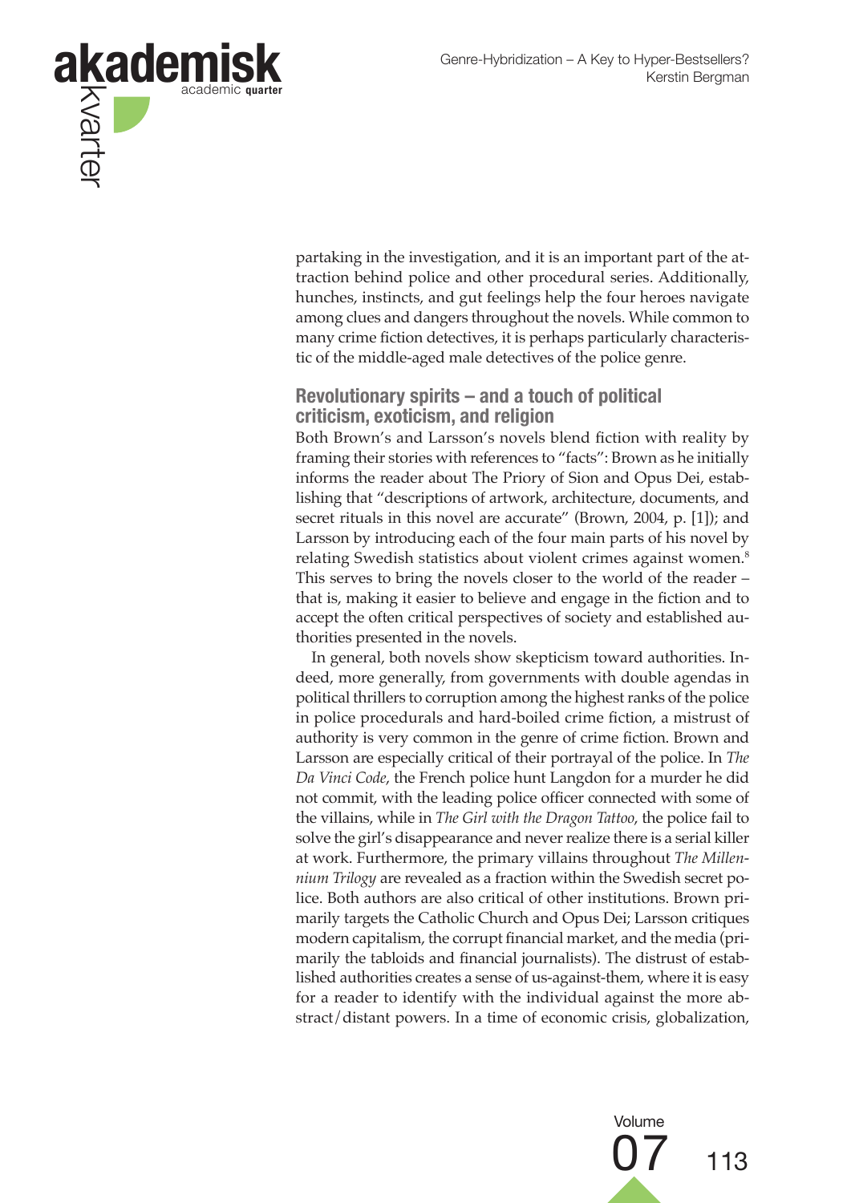partaking in the investigation, and it is an important part of the attraction behind police and other procedural series. Additionally, hunches, instincts, and gut feelings help the four heroes navigate among clues and dangers throughout the novels. While common to many crime fiction detectives, it is perhaps particularly characteristic of the middle-aged male detectives of the police genre.

## Revolutionary spirits – and a touch of political criticism, exoticism, and religion

Both Brown's and Larsson's novels blend fiction with reality by framing their stories with references to "facts": Brown as he initially informs the reader about The Priory of Sion and Opus Dei, establishing that "descriptions of artwork, architecture, documents, and secret rituals in this novel are accurate" (Brown, 2004, p. [1]); and Larsson by introducing each of the four main parts of his novel by relating Swedish statistics about violent crimes against women.[8] This serves to bring the novels closer to the world of the reader – that is, making it easier to believe and engage in the fiction and to accept the often critical perspectives of society and established authorities presented in the novels.

In general, both novels show skepticism toward authorities. Indeed, more generally, from governments with double agendas in political thrillers to corruption among the highest ranks of the police in police procedurals and hard-boiled crime fiction, a mistrust of authority is very common in the genre of crime fiction. Brown and Larsson are especially critical of their portrayal of the police. In *The Da Vinci Code*, the French police hunt Langdon for a murder he did not commit, with the leading police officer connected with some of the villains, while in *The Girl with the Dragon Tattoo*, the police fail to solve the girl's disappearance and never realize there is a serial killer at work. Furthermore, the primary villains throughout *The Millennium Trilogy* are revealed as a fraction within the Swedish secret police. Both authors are also critical of other institutions. Brown primarily targets the Catholic Church and Opus Dei; Larsson critiques modern capitalism, the corrupt financial market, and the media (primarily the tabloids and financial journalists). The distrust of established authorities creates a sense of us-against-them, where it is easy for a reader to identify with the individual against the more abstract/distant powers. In a time of economic crisis, globalization,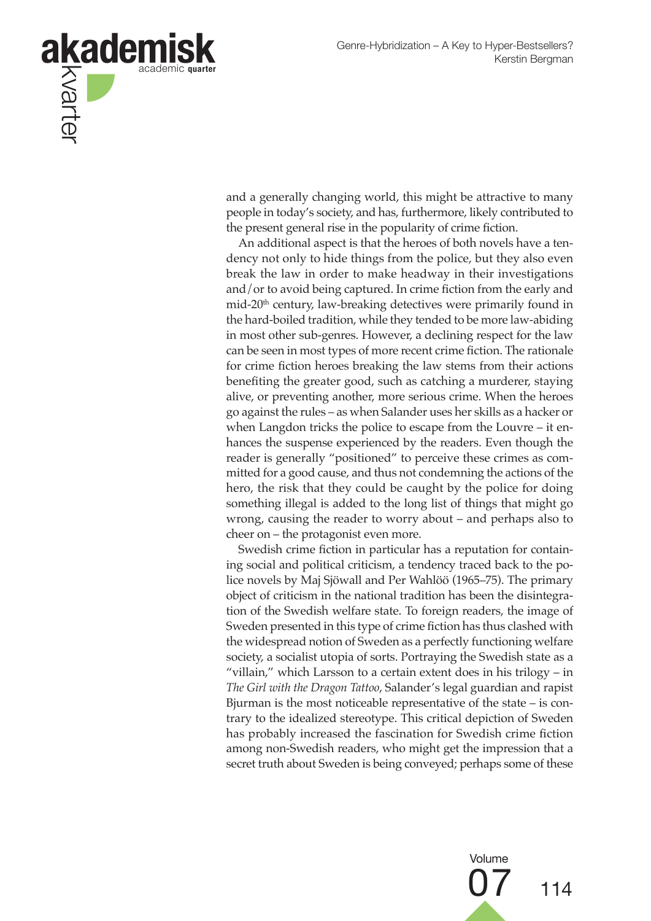and a generally changing world, this might be attractive to many people in today's society, and has, furthermore, likely contributed to the present general rise in the popularity of crime fiction.

An additional aspect is that the heroes of both novels have a tendency not only to hide things from the police, but they also even break the law in order to make headway in their investigations and/or to avoid being captured. In crime fiction from the early and mid-20th century, law-breaking detectives were primarily found in the hard-boiled tradition, while they tended to be more law-abiding in most other sub-genres. However, a declining respect for the law can be seen in most types of more recent crime fiction. The rationale for crime fiction heroes breaking the law stems from their actions benefiting the greater good, such as catching a murderer, staying alive, or preventing another, more serious crime. When the heroes go against the rules – as when Salander uses her skills as a hacker or when Langdon tricks the police to escape from the Louvre – it enhances the suspense experienced by the readers. Even though the reader is generally "positioned" to perceive these crimes as committed for a good cause, and thus not condemning the actions of the hero, the risk that they could be caught by the police for doing something illegal is added to the long list of things that might go wrong, causing the reader to worry about – and perhaps also to cheer on – the protagonist even more.

Swedish crime fiction in particular has a reputation for containing social and political criticism, a tendency traced back to the police novels by Maj Sjöwall and Per Wahlöö (1965–75). The primary object of criticism in the national tradition has been the disintegration of the Swedish welfare state. To foreign readers, the image of Sweden presented in this type of crime fiction has thus clashed with the widespread notion of Sweden as a perfectly functioning welfare society, a socialist utopia of sorts. Portraying the Swedish state as a "villain," which Larsson to a certain extent does in his trilogy – in *The Girl with the Dragon Tattoo*, Salander's legal guardian and rapist Bjurman is the most noticeable representative of the state – is contrary to the idealized stereotype. This critical depiction of Sweden has probably increased the fascination for Swedish crime fiction among non-Swedish readers, who might get the impression that a secret truth about Sweden is being conveyed; perhaps some of these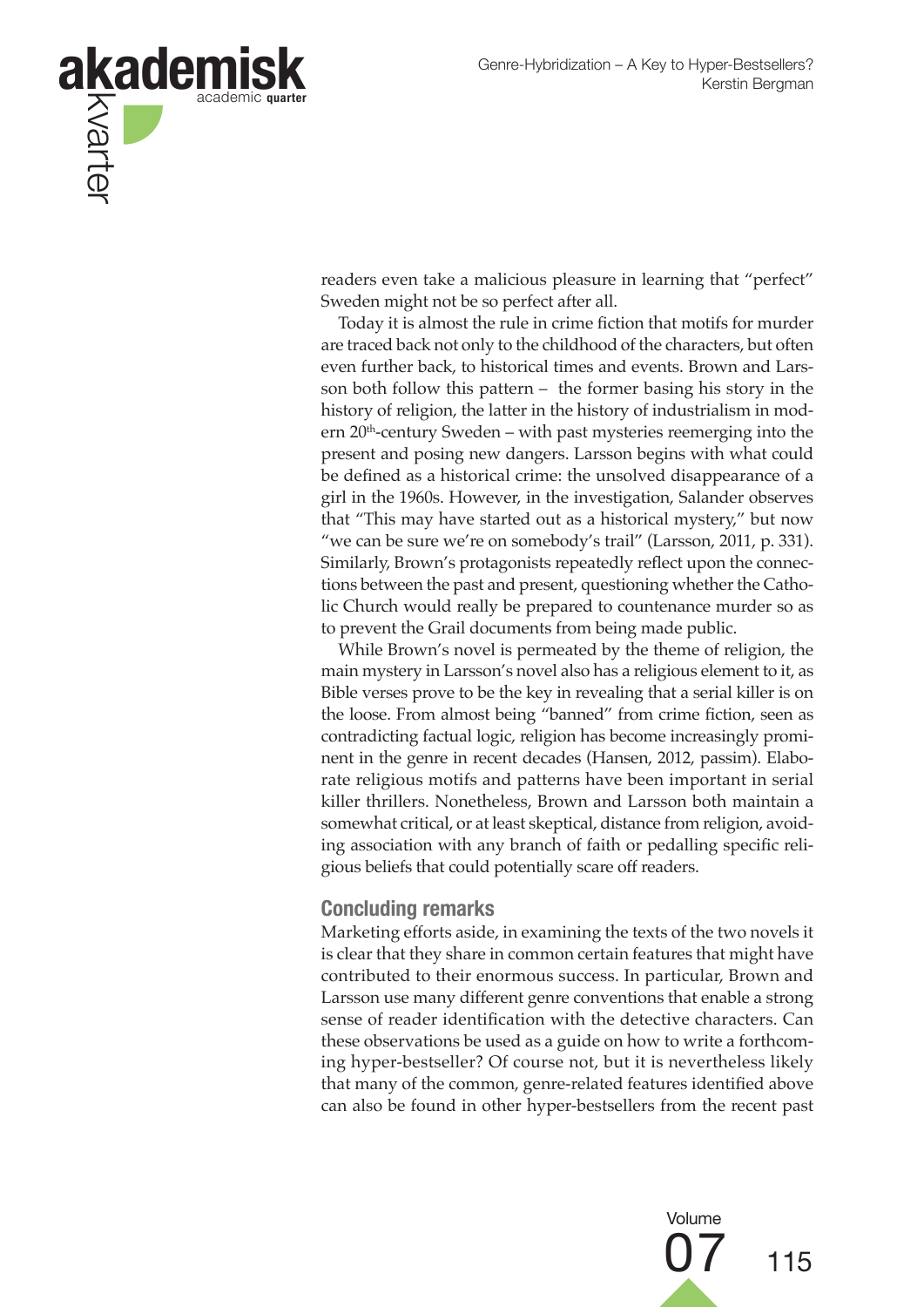readers even take a malicious pleasure in learning that "perfect" Sweden might not be so perfect after all.

Today it is almost the rule in crime fiction that motifs for murder are traced back not only to the childhood of the characters, but often even further back, to historical times and events. Brown and Larsson both follow this pattern – the former basing his story in the history of religion, the latter in the history of industrialism in modern 20th-century Sweden – with past mysteries reemerging into the present and posing new dangers. Larsson begins with what could be defined as a historical crime: the unsolved disappearance of a girl in the 1960s. However, in the investigation, Salander observes that "This may have started out as a historical mystery," but now "we can be sure we're on somebody's trail" (Larsson, 2011, p. 331). Similarly, Brown's protagonists repeatedly reflect upon the connections between the past and present, questioning whether the Catholic Church would really be prepared to countenance murder so as to prevent the Grail documents from being made public.

While Brown's novel is permeated by the theme of religion, the main mystery in Larsson's novel also has a religious element to it, as Bible verses prove to be the key in revealing that a serial killer is on the loose. From almost being "banned" from crime fiction, seen as contradicting factual logic, religion has become increasingly prominent in the genre in recent decades (Hansen, 2012, passim). Elaborate religious motifs and patterns have been important in serial killer thrillers. Nonetheless, Brown and Larsson both maintain a somewhat critical, or at least skeptical, distance from religion, avoiding association with any branch of faith or pedalling specific religious beliefs that could potentially scare off readers.

## Concluding remarks

Marketing efforts aside, in examining the texts of the two novels it is clear that they share in common certain features that might have contributed to their enormous success. In particular, Brown and Larsson use many different genre conventions that enable a strong sense of reader identification with the detective characters. Can these observations be used as a guide on how to write a forthcoming hyper-bestseller? Of course not, but it is nevertheless likely that many of the common, genre-related features identified above can also be found in other hyper-bestsellers from the recent past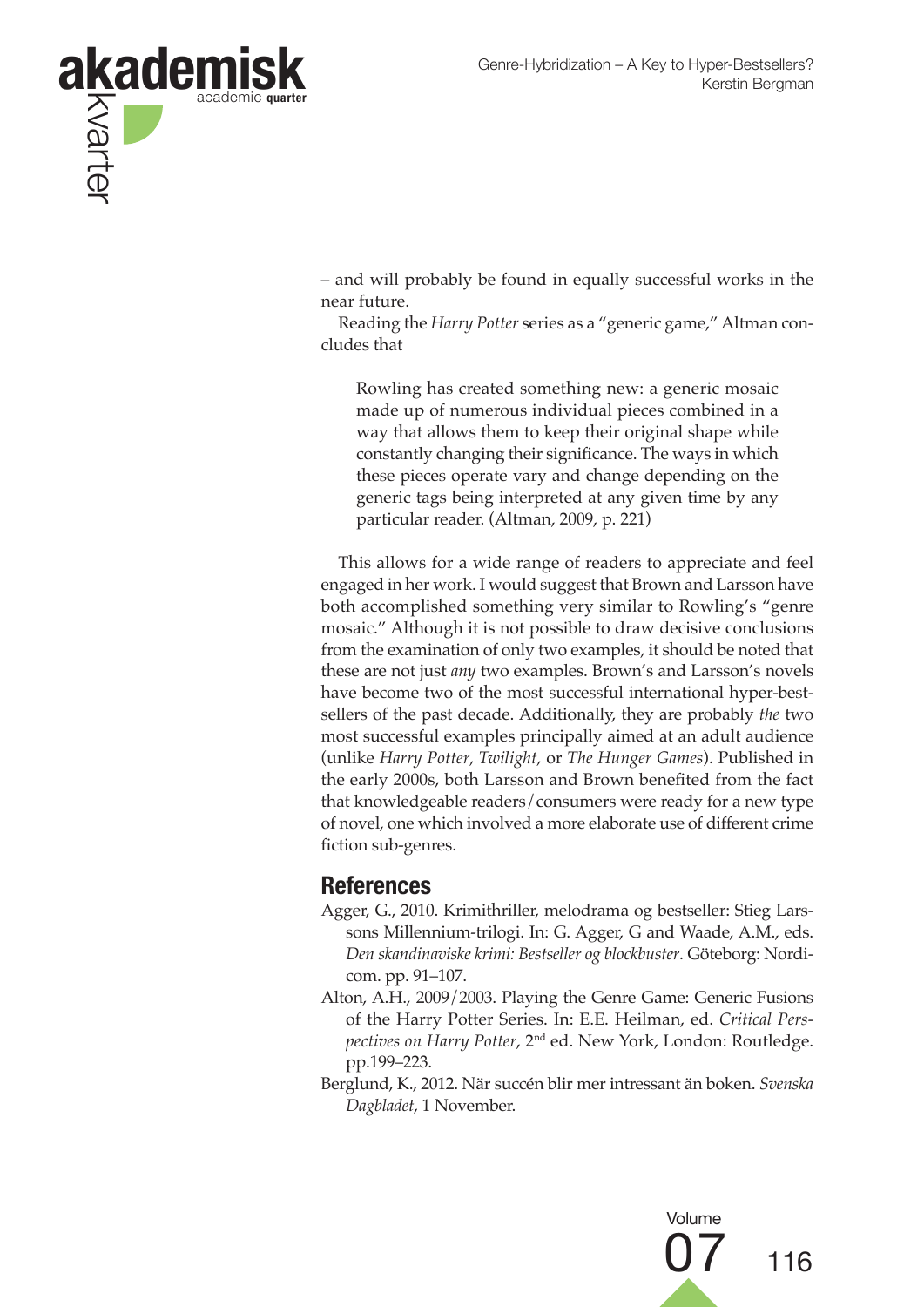– and will probably be found in equally successful works in the near future.

Reading the *Harry Potter* series as a "generic game," Altman concludes that

> Rowling has created something new: a generic mosaic made up of numerous individual pieces combined in a way that allows them to keep their original shape while constantly changing their significance. The ways in which these pieces operate vary and change depending on the generic tags being interpreted at any given time by any particular reader. (Altman, 2009, p. 221)

This allows for a wide range of readers to appreciate and feel engaged in her work. I would suggest that Brown and Larsson have both accomplished something very similar to Rowling's "genre mosaic." Although it is not possible to draw decisive conclusions from the examination of only two examples, it should be noted that these are not just *any* two examples. Brown's and Larsson's novels have become two of the most successful international hyper-bestsellers of the past decade. Additionally, they are probably *the* two most successful examples principally aimed at an adult audience (unlike *Harry Potter*, *Twilight*, or *The Hunger Games*). Published in the early 2000s, both Larsson and Brown benefited from the fact that knowledgeable readers/consumers were ready for a new type of novel, one which involved a more elaborate use of different crime fiction sub-genres.

## References

Agger, G., 2010. Krimithriller, melodrama og bestseller: Stieg Larssons Millennium-trilogi. In: G. Agger, G and Waade, A.M., eds. *Den skandinaviske krimi: Bestseller og blockbuster*. Göteborg: Nordicom. pp. 91–107.

Alton, A.H., 2009/2003. Playing the Genre Game: Generic Fusions of the Harry Potter Series. In: E.E. Heilman, ed. *Critical Perspectives on Harry Potter*, 2nd ed. New York, London: Routledge. pp.199–223.

Berglund, K., 2012. När succén blir mer intressant än boken. *Svenska Dagbladet*, 1 November.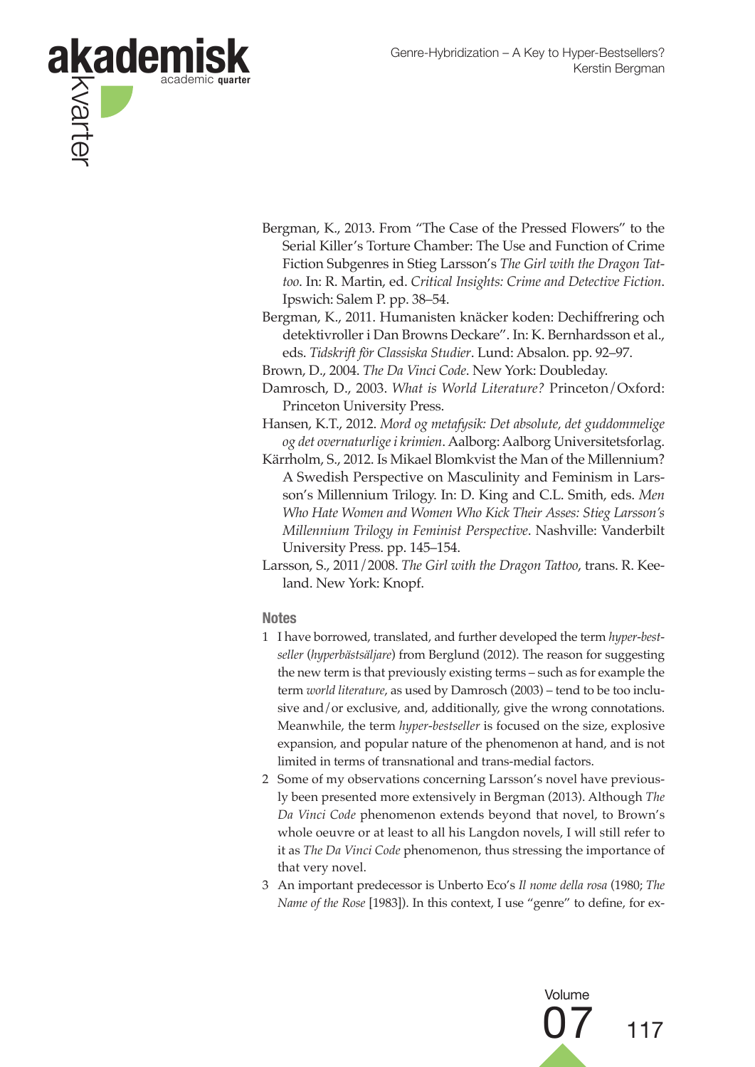Bergman, K., 2013. From "The Case of the Pressed Flowers" to the Serial Killer's Torture Chamber: The Use and Function of Crime Fiction Subgenres in Stieg Larsson's *The Girl with the Dragon Tattoo*. In: R. Martin, ed. *Critical Insights: Crime and Detective Fiction*. Ipswich: Salem P. pp. 38–54.

Bergman, K., 2011. Humanisten knäcker koden: Dechiffrering och detektivroller i Dan Browns Deckare". In: K. Bernhardsson et al., eds. *Tidskrift för Classiska Studier*. Lund: Absalon. pp. 92–97.

Brown, D., 2004. *The Da Vinci Code*. New York: Doubleday.

Damrosch, D., 2003. *What is World Literature?* Princeton/Oxford: Princeton University Press.

Hansen, K.T., 2012. *Mord og metafysik: Det absolute, det guddommelige og det overnaturlige i krimien*. Aalborg: Aalborg Universitetsforlag.

Kärrholm, S., 2012. Is Mikael Blomkvist the Man of the Millennium? A Swedish Perspective on Masculinity and Feminism in Larsson's Millennium Trilogy. In: D. King and C.L. Smith, eds. *Men Who Hate Women and Women Who Kick Their Asses: Stieg Larsson's Millennium Trilogy in Feminist Perspective*. Nashville: Vanderbilt University Press. pp. 145–154.

Larsson, S., 2011/2008. *The Girl with the Dragon Tattoo*, trans. R. Keeland. New York: Knopf.

## Notes

1 I have borrowed, translated, and further developed the term *hyper-bestseller* (*hyperbästsäljare*) from Berglund (2012). The reason for suggesting the new term is that previously existing terms – such as for example the term *world literature*, as used by Damrosch (2003) – tend to be too inclusive and/or exclusive, and, additionally, give the wrong connotations. Meanwhile, the term *hyper-bestseller* is focused on the size, explosive expansion, and popular nature of the phenomenon at hand, and is not limited in terms of transnational and trans-medial factors.

2 Some of my observations concerning Larsson's novel have previously been presented more extensively in Bergman (2013). Although *The Da Vinci Code* phenomenon extends beyond that novel, to Brown's whole oeuvre or at least to all his Langdon novels, I will still refer to it as *The Da Vinci Code* phenomenon, thus stressing the importance of that very novel.

3 An important predecessor is Unberto Eco's *Il nome della rosa* (1980; *The Name of the Rose* [1983]). In this context, I use "genre" to define, for ex-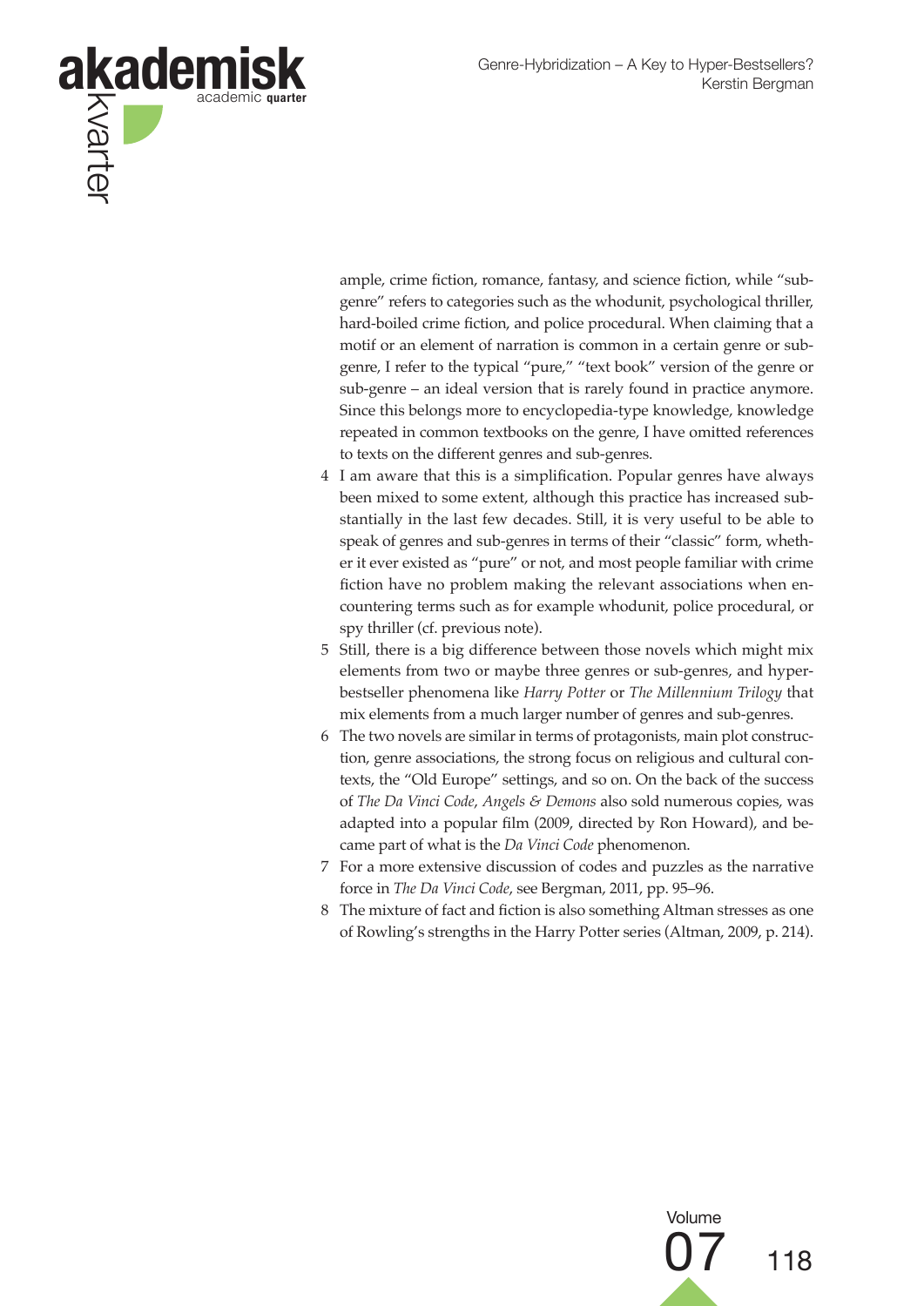ample, crime fiction, romance, fantasy, and science fiction, while "sub-genre" refers to categories such as the whodunit, psychological thriller, hard-boiled crime fiction, and police procedural. When claiming that a motif or an element of narration is common in a certain genre or sub-genre, I refer to the typical "pure," "text book" version of the genre or sub-genre – an ideal version that is rarely found in practice anymore. Since this belongs more to encyclopedia-type knowledge, knowledge repeated in common textbooks on the genre, I have omitted references to texts on the different genres and sub-genres.

4 I am aware that this is a simplification. Popular genres have always been mixed to some extent, although this practice has increased substantially in the last few decades. Still, it is very useful to be able to speak of genres and sub-genres in terms of their "classic" form, whether it ever existed as "pure" or not, and most people familiar with crime fiction have no problem making the relevant associations when encountering terms such as for example whodunit, police procedural, or spy thriller (cf. previous note).

5 Still, there is a big difference between those novels which might mix elements from two or maybe three genres or sub-genres, and hyper-bestseller phenomena like *Harry Potter* or *The Millennium Trilogy* that mix elements from a much larger number of genres and sub-genres.

6 The two novels are similar in terms of protagonists, main plot construction, genre associations, the strong focus on religious and cultural contexts, the "Old Europe" settings, and so on. On the back of the success of *The Da Vinci Code*, *Angels & Demons* also sold numerous copies, was adapted into a popular film (2009, directed by Ron Howard), and became part of what is the *Da Vinci Code* phenomenon.

7 For a more extensive discussion of codes and puzzles as the narrative force in *The Da Vinci Code*, see Bergman, 2011, pp. 95–96.

8 The mixture of fact and fiction is also something Altman stresses as one of Rowling's strengths in the Harry Potter series (Altman, 2009, p. 214).